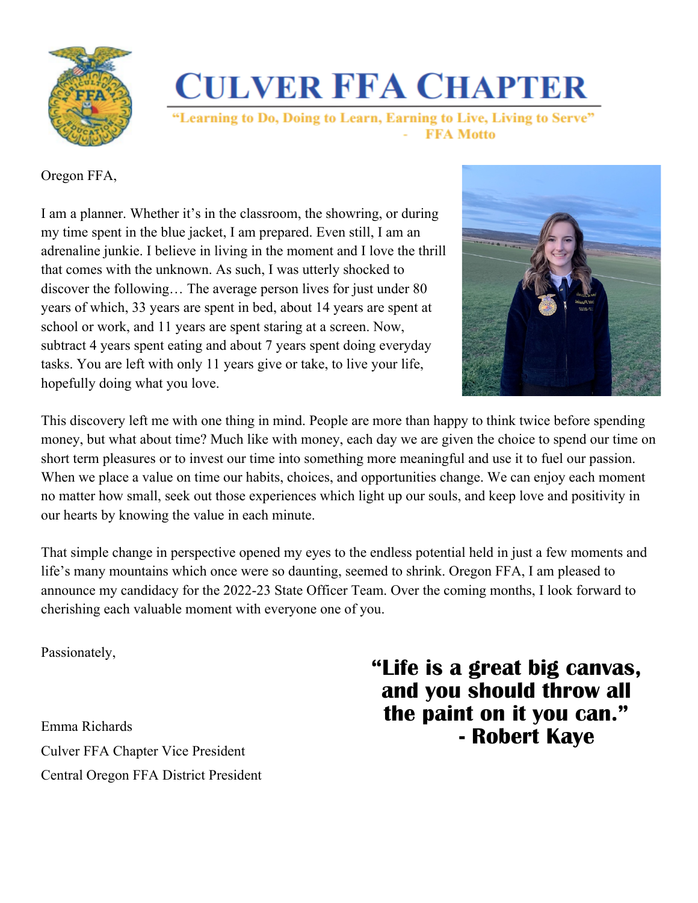# CULVER FFA CHAPTER

"Learning to Do, Doing to Learn, Earning to Live, Living to Serve"
- FFA Motto

Oregon FFA,

I am a planner. Whether it's in the classroom, the showring, or during my time spent in the blue jacket, I am prepared. Even still, I am an adrenaline junkie. I believe in living in the moment and I love the thrill that comes with the unknown. As such, I was utterly shocked to discover the following… The average person lives for just under 80 years of which, 33 years are spent in bed, about 14 years are spent at school or work, and 11 years are spent staring at a screen. Now, subtract 4 years spent eating and about 7 years spent doing everyday tasks. You are left with only 11 years give or take, to live your life, hopefully doing what you love.

This discovery left me with one thing in mind. People are more than happy to think twice before spending money, but what about time? Much like with money, each day we are given the choice to spend our time on short term pleasures or to invest our time into something more meaningful and use it to fuel our passion. When we place a value on time our habits, choices, and opportunities change. We can enjoy each moment no matter how small, seek out those experiences which light up our souls, and keep love and positivity in our hearts by knowing the value in each minute.

That simple change in perspective opened my eyes to the endless potential held in just a few moments and life's many mountains which once were so daunting, seemed to shrink. Oregon FFA, I am pleased to announce my candidacy for the 2022-23 State Officer Team. Over the coming months, I look forward to cherishing each valuable moment with everyone one of you.

Passionately,

Emma Richards
Culver FFA Chapter Vice President
Central Oregon FFA District President

**"Life is a great big canvas, and you should throw all the paint on it you can."**
**- Robert Kaye**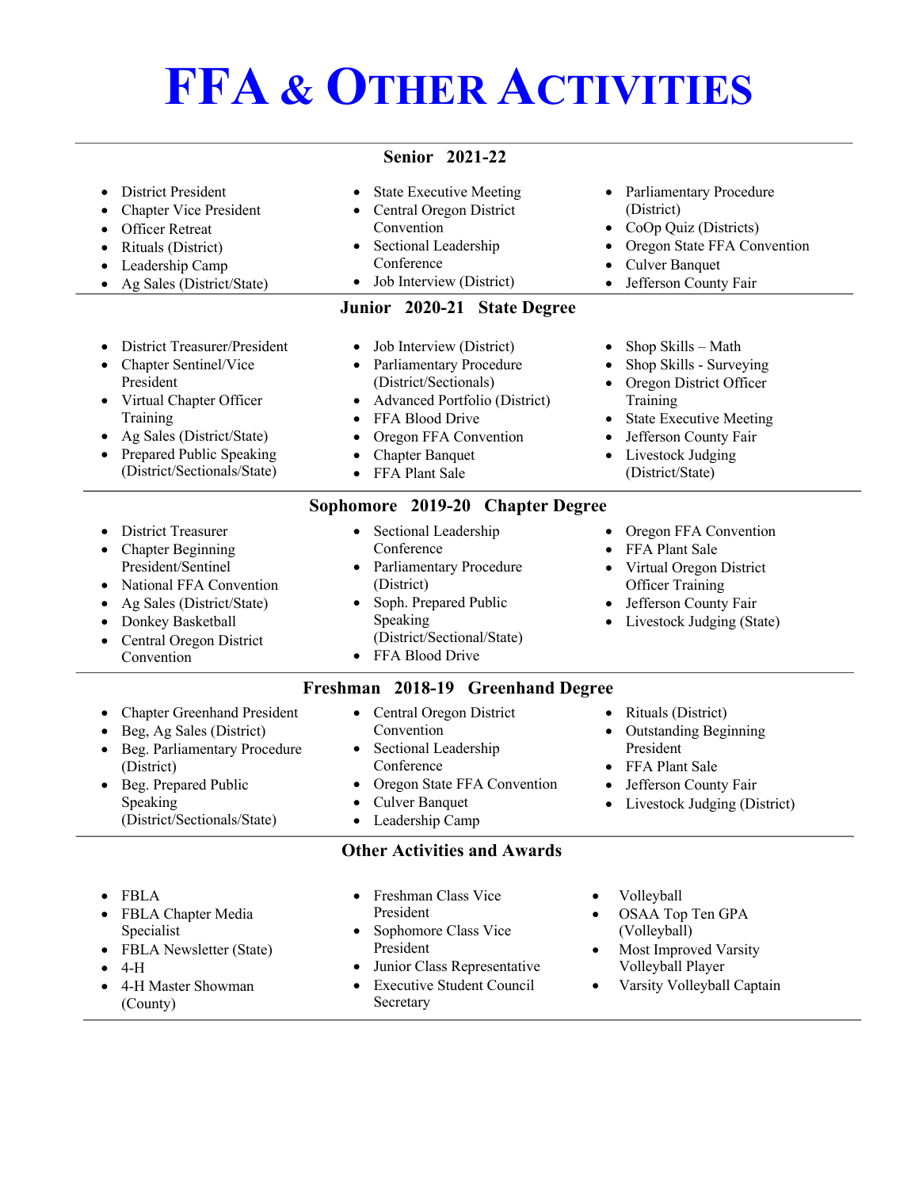# FFA & Other Activities

## Senior 2021-22

- District President
- Chapter Vice President
- Officer Retreat
- Rituals (District)
- Leadership Camp
- Ag Sales (District/State)
- State Executive Meeting
- Central Oregon District Convention
- Sectional Leadership Conference
- Job Interview (District)
- Parliamentary Procedure (District)
- CoOp Quiz (Districts)
- Oregon State FFA Convention
- Culver Banquet
- Jefferson County Fair

## Junior 2020-21 State Degree

- District Treasurer/President
- Chapter Sentinel/Vice President
- Virtual Chapter Officer Training
- Ag Sales (District/State)
- Prepared Public Speaking (District/Sectionals/State)
- Job Interview (District)
- Parliamentary Procedure (District/Sectionals)
- Advanced Portfolio (District)
- FFA Blood Drive
- Oregon FFA Convention
- Chapter Banquet
- FFA Plant Sale
- Shop Skills – Math
- Shop Skills - Surveying
- Oregon District Officer Training
- State Executive Meeting
- Jefferson County Fair
- Livestock Judging (District/State)

## Sophomore 2019-20 Chapter Degree

- District Treasurer
- Chapter Beginning President/Sentinel
- National FFA Convention
- Ag Sales (District/State)
- Donkey Basketball
- Central Oregon District Convention
- Sectional Leadership Conference
- Parliamentary Procedure (District)
- Soph. Prepared Public Speaking (District/Sectional/State)
- FFA Blood Drive
- Oregon FFA Convention
- FFA Plant Sale
- Virtual Oregon District Officer Training
- Jefferson County Fair
- Livestock Judging (State)

## Freshman 2018-19 Greenhand Degree

- Chapter Greenhand President
- Beg, Ag Sales (District)
- Beg. Parliamentary Procedure (District)
- Beg. Prepared Public Speaking (District/Sectionals/State)
- Central Oregon District Convention
- Sectional Leadership Conference
- Oregon State FFA Convention
- Culver Banquet
- Leadership Camp
- Rituals (District)
- Outstanding Beginning President
- FFA Plant Sale
- Jefferson County Fair
- Livestock Judging (District)

## Other Activities and Awards

- FBLA
- FBLA Chapter Media Specialist
- FBLA Newsletter (State)
- 4-H
- 4-H Master Showman (County)
- Freshman Class Vice President
- Sophomore Class Vice President
- Junior Class Representative
- Executive Student Council Secretary
- Volleyball
- OSAA Top Ten GPA (Volleyball)
- Most Improved Varsity Volleyball Player
- Varsity Volleyball Captain